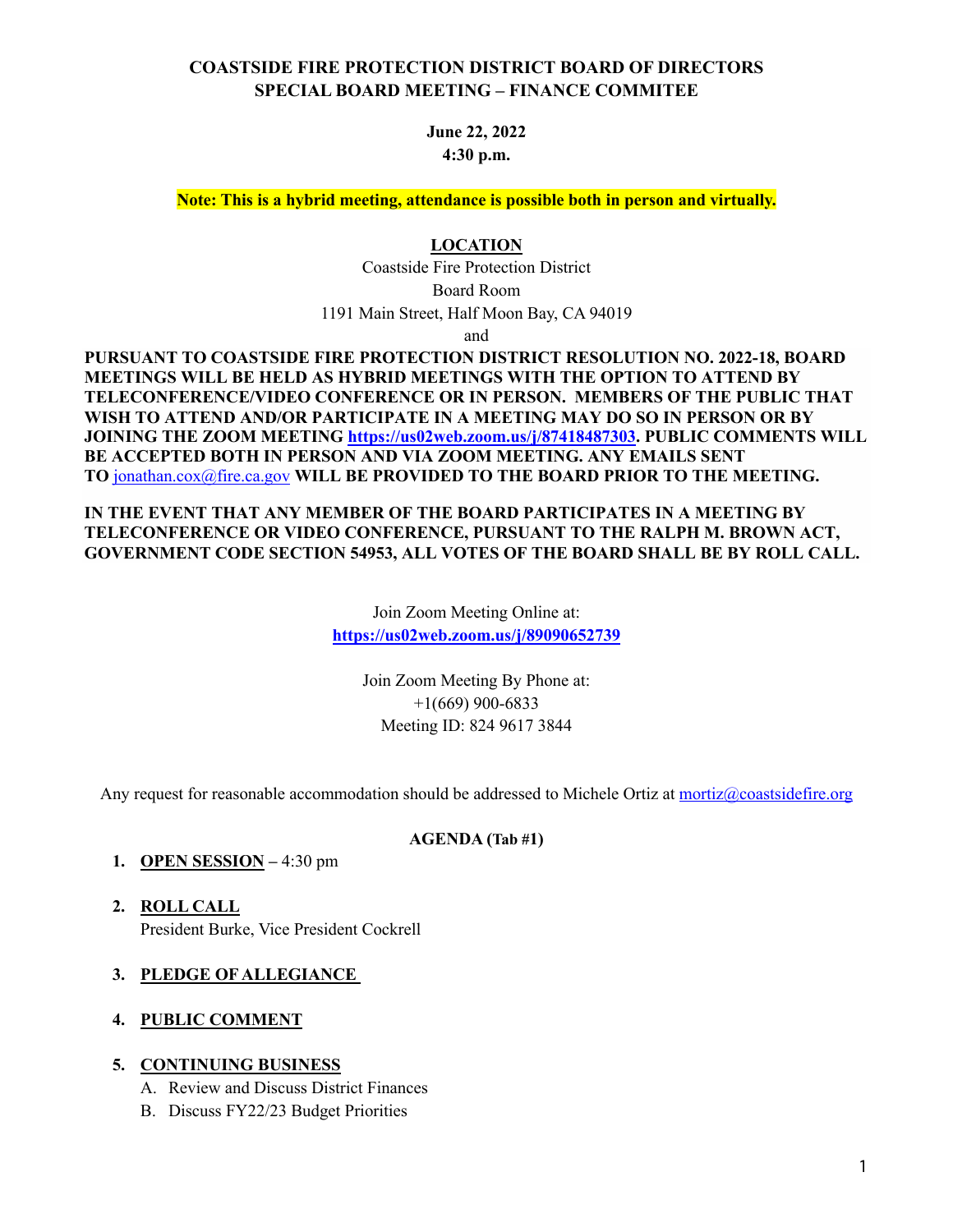# COASTSIDE FIRE PROTECTION DISTRICT BOARD OF DIRECTORS
## SPECIAL BOARD MEETING – FINANCE COMMITEE

**June 22, 2022**
**4:30 p.m.**

**Note: This is a hybrid meeting, attendance is possible both in person and virtually.**

**LOCATION**

Coastside Fire Protection District
Board Room
1191 Main Street, Half Moon Bay, CA 94019
and

**PURSUANT TO COASTSIDE FIRE PROTECTION DISTRICT RESOLUTION NO. 2022-18, BOARD MEETINGS WILL BE HELD AS HYBRID MEETINGS WITH THE OPTION TO ATTEND BY TELECONFERENCE/VIDEO CONFERENCE OR IN PERSON. MEMBERS OF THE PUBLIC THAT WISH TO ATTEND AND/OR PARTICIPATE IN A MEETING MAY DO SO IN PERSON OR BY JOINING THE ZOOM MEETING [https://us02web.zoom.us/j/87418487303](https://us02web.zoom.us/j/87418487303). PUBLIC COMMENTS WILL BE ACCEPTED BOTH IN PERSON AND VIA ZOOM MEETING. ANY EMAILS SENT TO** [jonathan.cox@fire.ca.gov](mailto:jonathan.cox@fire.ca.gov) **WILL BE PROVIDED TO THE BOARD PRIOR TO THE MEETING.**

**IN THE EVENT THAT ANY MEMBER OF THE BOARD PARTICIPATES IN A MEETING BY TELECONFERENCE OR VIDEO CONFERENCE, PURSUANT TO THE RALPH M. BROWN ACT, GOVERNMENT CODE SECTION 54953, ALL VOTES OF THE BOARD SHALL BE BY ROLL CALL.**

Join Zoom Meeting Online at:
**[https://us02web.zoom.us/j/89090652739](https://us02web.zoom.us/j/89090652739)**

Join Zoom Meeting By Phone at:
+1(669) 900-6833
Meeting ID: 824 9617 3844

Any request for reasonable accommodation should be addressed to Michele Ortiz at [mortiz@coastsidefire.org](mailto:mortiz@coastsidefire.org)

**AGENDA (Tab #1)**

1. **OPEN SESSION** – 4:30 pm

2. **ROLL CALL**
   President Burke, Vice President Cockrell

3. **PLEDGE OF ALLEGIANCE**

4. **PUBLIC COMMENT**

5. **CONTINUING BUSINESS**
   A. Review and Discuss District Finances
   B. Discuss FY22/23 Budget Priorities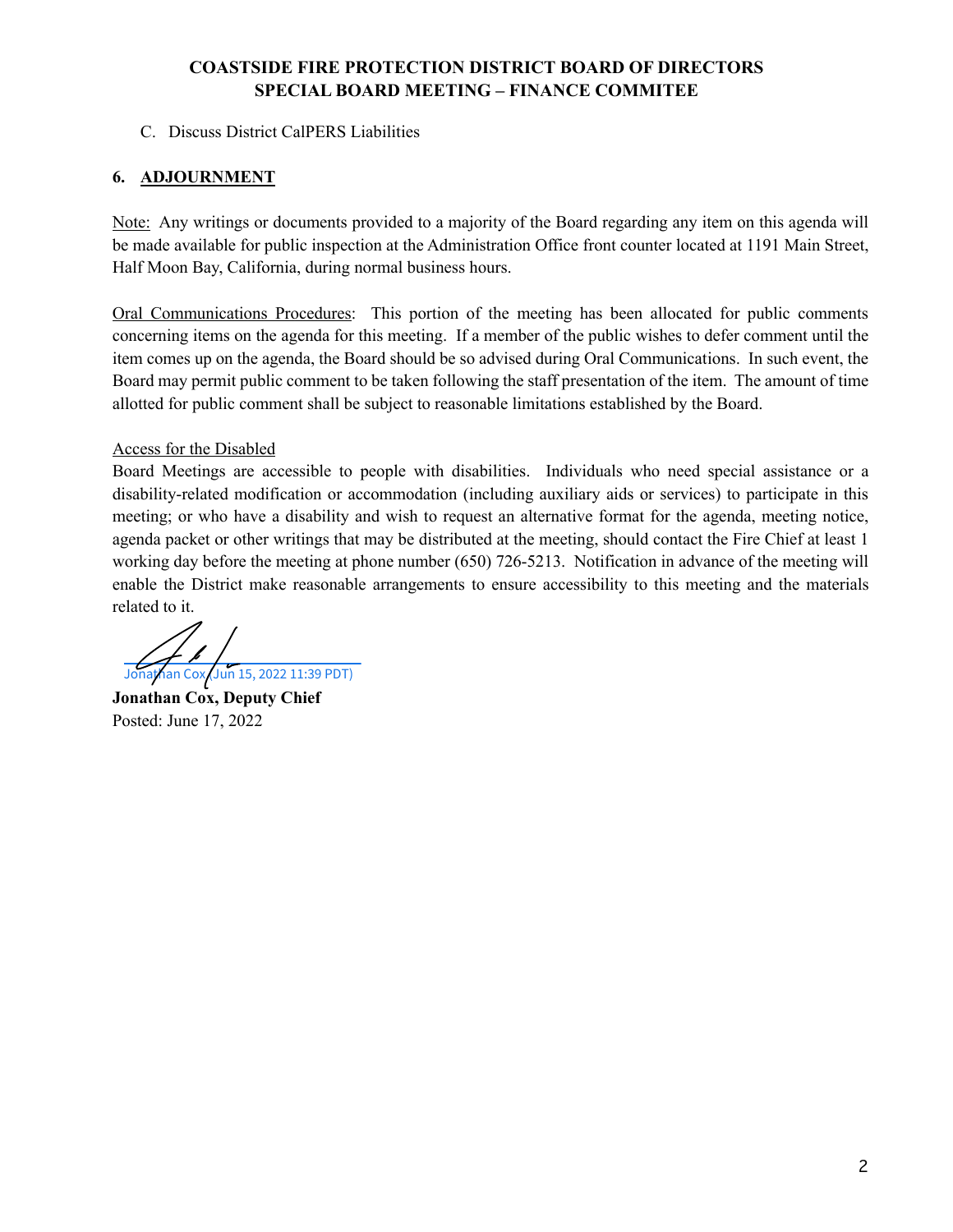**COASTSIDE FIRE PROTECTION DISTRICT BOARD OF DIRECTORS**
**SPECIAL BOARD MEETING – FINANCE COMMITEE**

C. Discuss District CalPERS Liabilities

## 6. ADJOURNMENT

Note: Any writings or documents provided to a majority of the Board regarding any item on this agenda will be made available for public inspection at the Administration Office front counter located at 1191 Main Street, Half Moon Bay, California, during normal business hours.

Oral Communications Procedures: This portion of the meeting has been allocated for public comments concerning items on the agenda for this meeting. If a member of the public wishes to defer comment until the item comes up on the agenda, the Board should be so advised during Oral Communications. In such event, the Board may permit public comment to be taken following the staff presentation of the item. The amount of time allotted for public comment shall be subject to reasonable limitations established by the Board.

Access for the Disabled
Board Meetings are accessible to people with disabilities. Individuals who need special assistance or a disability-related modification or accommodation (including auxiliary aids or services) to participate in this meeting; or who have a disability and wish to request an alternative format for the agenda, meeting notice, agenda packet or other writings that may be distributed at the meeting, should contact the Fire Chief at least 1 working day before the meeting at phone number (650) 726-5213. Notification in advance of the meeting will enable the District make reasonable arrangements to ensure accessibility to this meeting and the materials related to it.

Jonathan Cox (Jun 15, 2022 11:39 PDT)

**Jonathan Cox, Deputy Chief**
Posted: June 17, 2022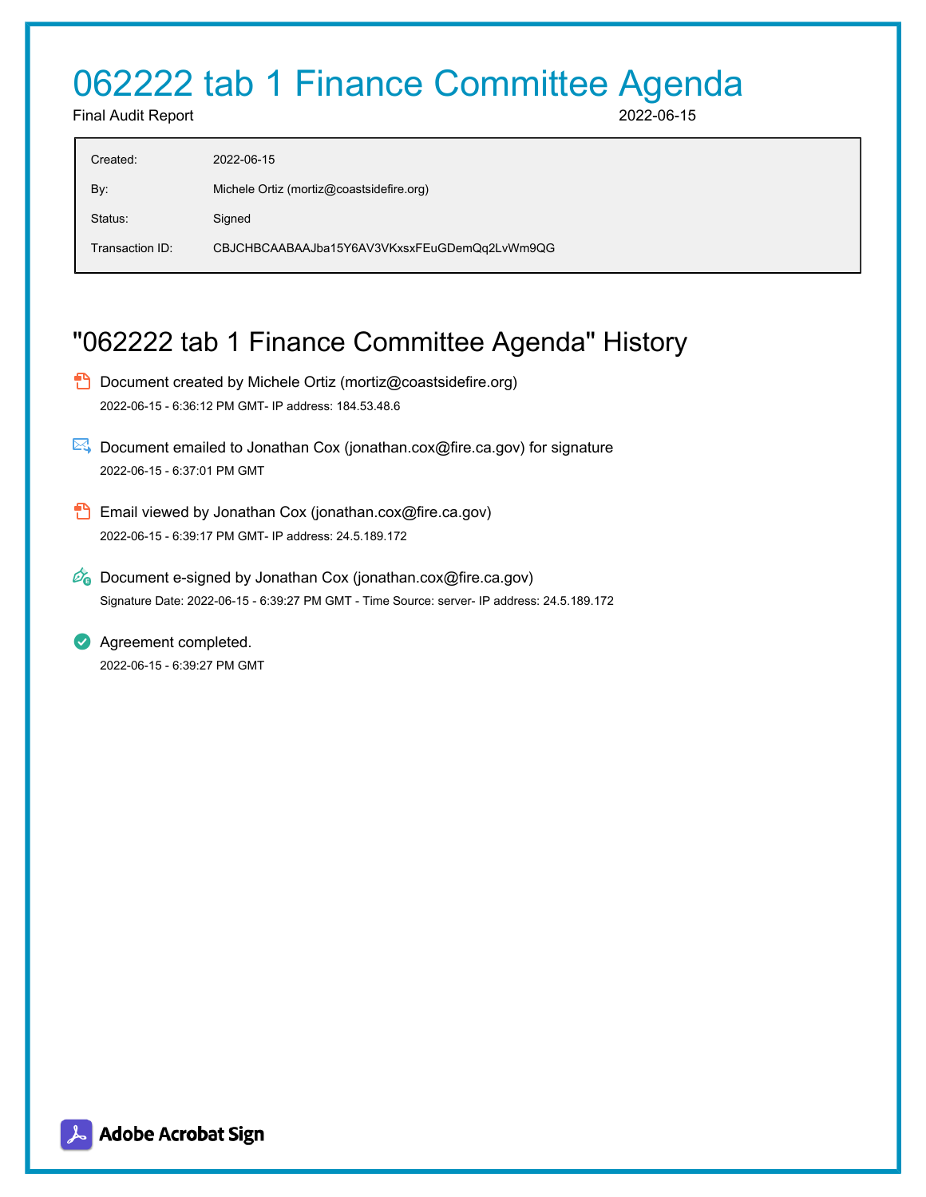# 062222 tab 1 Finance Committee Agenda

Final Audit Report 2022-06-15

| | |
|---|---|
| Created: | 2022-06-15 |
| By: | Michele Ortiz (mortiz@coastsidefire.org) |
| Status: | Signed |
| Transaction ID: | CBJCHBCAABAAJba15Y6AV3VKxsxFEuGDemQq2LvWm9QG |

## "062222 tab 1 Finance Committee Agenda" History

- Document created by Michele Ortiz (mortiz@coastsidefire.org)
  2022-06-15 - 6:36:12 PM GMT- IP address: 184.53.48.6

- Document emailed to Jonathan Cox (jonathan.cox@fire.ca.gov) for signature
  2022-06-15 - 6:37:01 PM GMT

- Email viewed by Jonathan Cox (jonathan.cox@fire.ca.gov)
  2022-06-15 - 6:39:17 PM GMT- IP address: 24.5.189.172

- Document e-signed by Jonathan Cox (jonathan.cox@fire.ca.gov)
  Signature Date: 2022-06-15 - 6:39:27 PM GMT - Time Source: server- IP address: 24.5.189.172

- Agreement completed.
  2022-06-15 - 6:39:27 PM GMT

Adobe Acrobat Sign